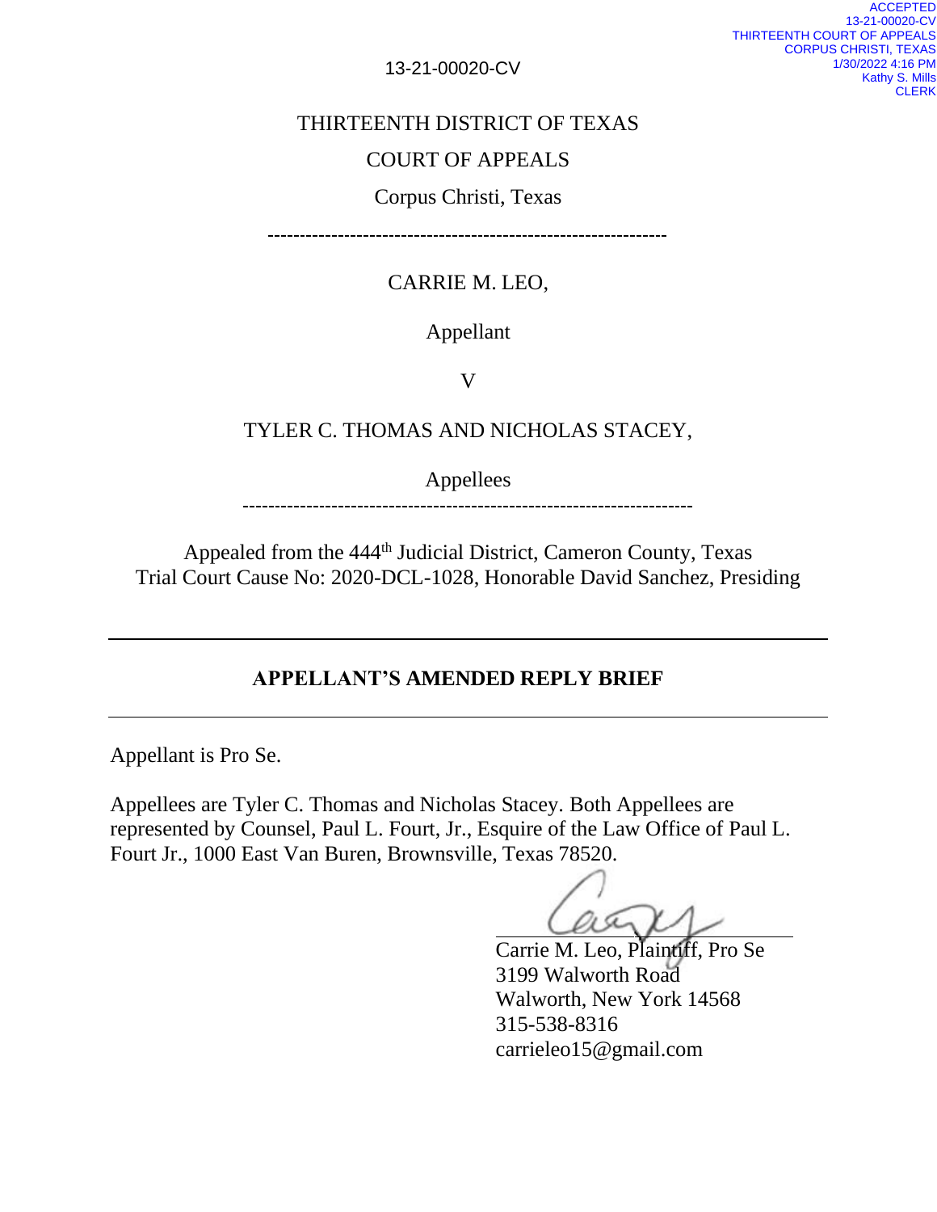ACCEPTED
13-21-00020-CV
THIRTEENTH COURT OF APPEALS
CORPUS CHRISTI, TEXAS
1/30/2022 4:16 PM
Kathy S. Mills
CLERK

13-21-00020-CV

THIRTEENTH DISTRICT OF TEXAS

COURT OF APPEALS

Corpus Christi, Texas

---

CARRIE M. LEO,

Appellant

V

TYLER C. THOMAS AND NICHOLAS STACEY,

Appellees

---

Appealed from the 444th Judicial District, Cameron County, Texas
Trial Court Cause No: 2020-DCL-1028, Honorable David Sanchez, Presiding

---

**APPELLANT'S AMENDED REPLY BRIEF**

---

Appellant is Pro Se.

Appellees are Tyler C. Thomas and Nicholas Stacey. Both Appellees are represented by Counsel, Paul L. Fourt, Jr., Esquire of the Law Office of Paul L. Fourt Jr., 1000 East Van Buren, Brownsville, Texas 78520.

Carrie M. Leo, Plaintiff, Pro Se
3199 Walworth Road
Walworth, New York 14568
315-538-8316
carrieleo15@gmail.com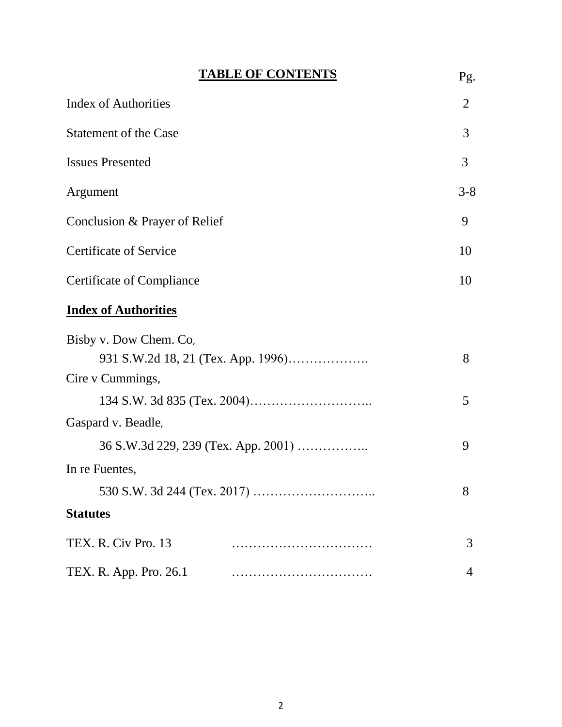**TABLE OF CONTENTS**

| | Pg. |
|---|---|
| Index of Authorities | 2 |
| Statement of the Case | 3 |
| Issues Presented | 3 |
| Argument | 3-8 |
| Conclusion & Prayer of Relief | 9 |
| Certificate of Service | 10 |
| Certificate of Compliance | 10 |

**Index of Authorities**

Bisby v. Dow Chem. Co,
931 S.W.2d 18, 21 (Tex. App. 1996)………………. 8

Cire v Cummings,
134 S.W. 3d 835 (Tex. 2004)……………………….. 5

Gaspard v. Beadle,
36 S.W.3d 229, 239 (Tex. App. 2001) …………….. 9

In re Fuentes,
530 S.W. 3d 244 (Tex. 2017) ……………………….. 8

**Statutes**

TEX. R. Civ Pro. 13 …………………………… 3

TEX. R. App. Pro. 26.1 …………………………… 4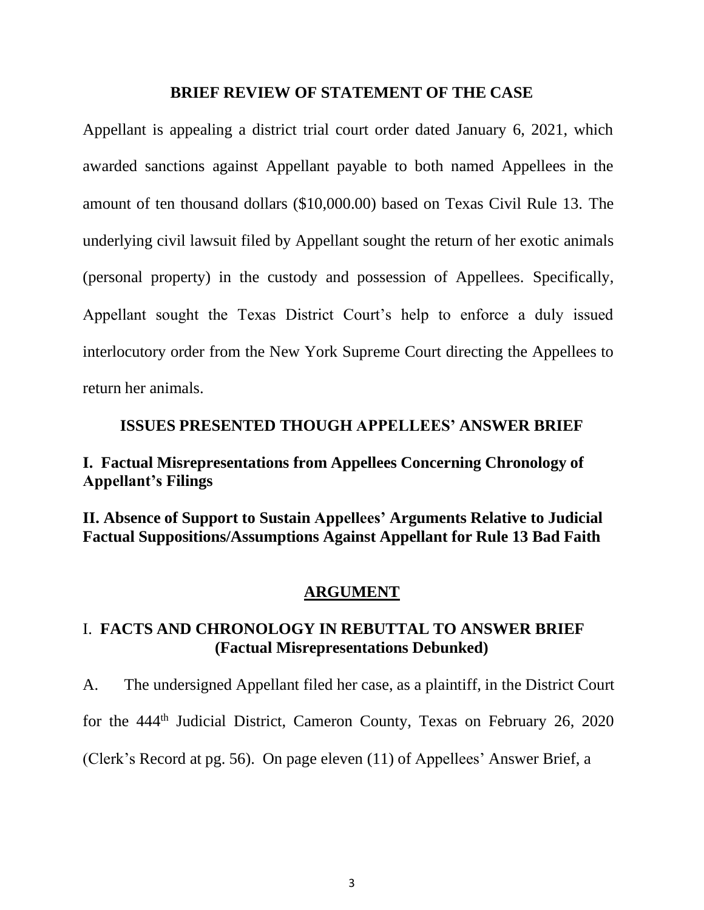## BRIEF REVIEW OF STATEMENT OF THE CASE

Appellant is appealing a district trial court order dated January 6, 2021, which awarded sanctions against Appellant payable to both named Appellees in the amount of ten thousand dollars ($10,000.00) based on Texas Civil Rule 13. The underlying civil lawsuit filed by Appellant sought the return of her exotic animals (personal property) in the custody and possession of Appellees. Specifically, Appellant sought the Texas District Court's help to enforce a duly issued interlocutory order from the New York Supreme Court directing the Appellees to return her animals.

## ISSUES PRESENTED THOUGH APPELLEES' ANSWER BRIEF

**I. Factual Misrepresentations from Appellees Concerning Chronology of Appellant's Filings**

**II. Absence of Support to Sustain Appellees' Arguments Relative to Judicial Factual Suppositions/Assumptions Against Appellant for Rule 13 Bad Faith**

## ARGUMENT

### I. FACTS AND CHRONOLOGY IN REBUTTAL TO ANSWER BRIEF (Factual Misrepresentations Debunked)

A. The undersigned Appellant filed her case, as a plaintiff, in the District Court for the 444th Judicial District, Cameron County, Texas on February 26, 2020 (Clerk's Record at pg. 56). On page eleven (11) of Appellees' Answer Brief, a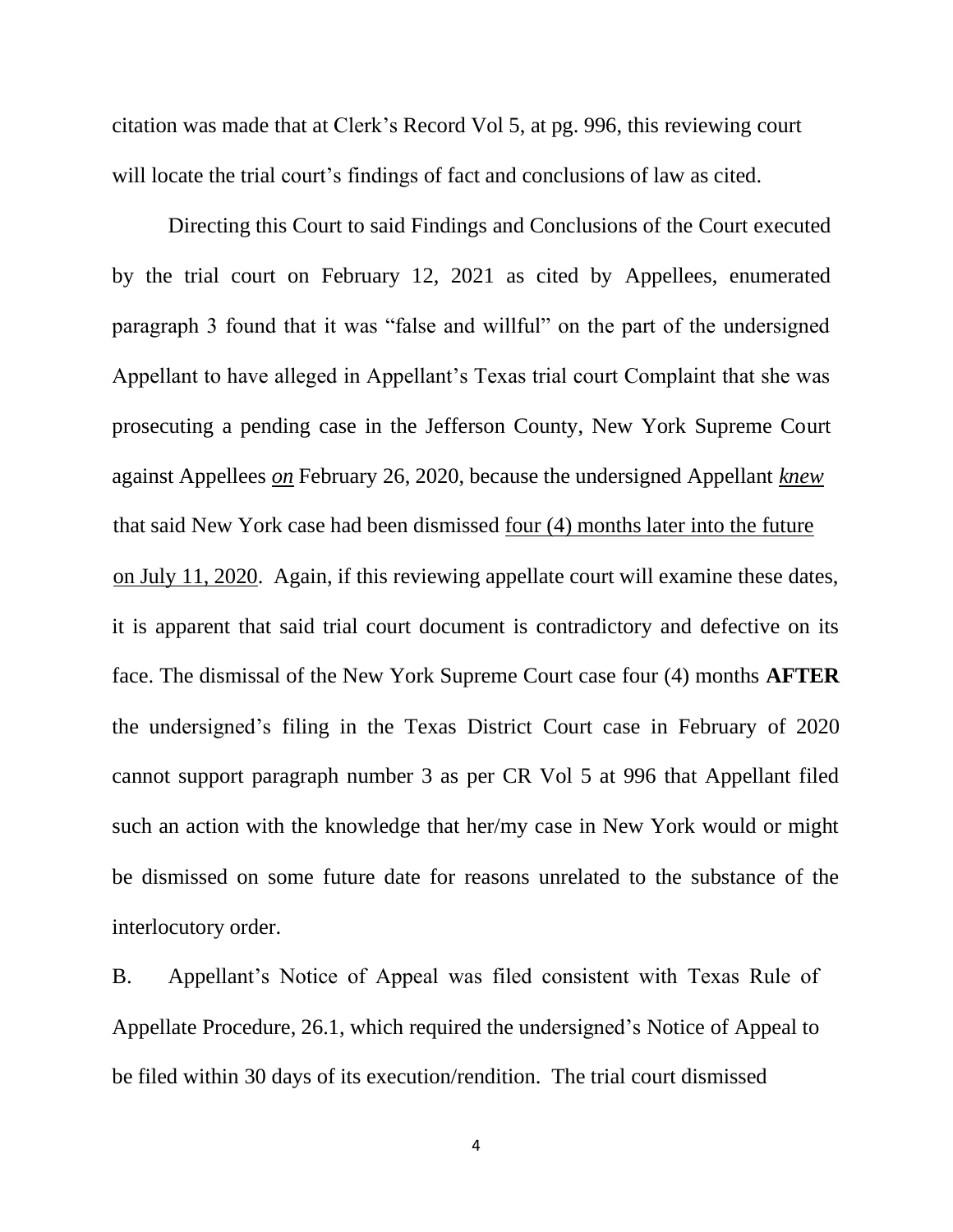citation was made that at Clerk's Record Vol 5, at pg. 996, this reviewing court will locate the trial court's findings of fact and conclusions of law as cited.

Directing this Court to said Findings and Conclusions of the Court executed by the trial court on February 12, 2021 as cited by Appellees, enumerated paragraph 3 found that it was "false and willful" on the part of the undersigned Appellant to have alleged in Appellant's Texas trial court Complaint that she was prosecuting a pending case in the Jefferson County, New York Supreme Court against Appellees ***on*** February 26, 2020, because the undersigned Appellant ***knew*** that said New York case had been dismissed four (4) months later into the future on July 11, 2020. Again, if this reviewing appellate court will examine these dates, it is apparent that said trial court document is contradictory and defective on its face. The dismissal of the New York Supreme Court case four (4) months **AFTER** the undersigned's filing in the Texas District Court case in February of 2020 cannot support paragraph number 3 as per CR Vol 5 at 996 that Appellant filed such an action with the knowledge that her/my case in New York would or might be dismissed on some future date for reasons unrelated to the substance of the interlocutory order.

B. Appellant's Notice of Appeal was filed consistent with Texas Rule of Appellate Procedure, 26.1, which required the undersigned's Notice of Appeal to be filed within 30 days of its execution/rendition. The trial court dismissed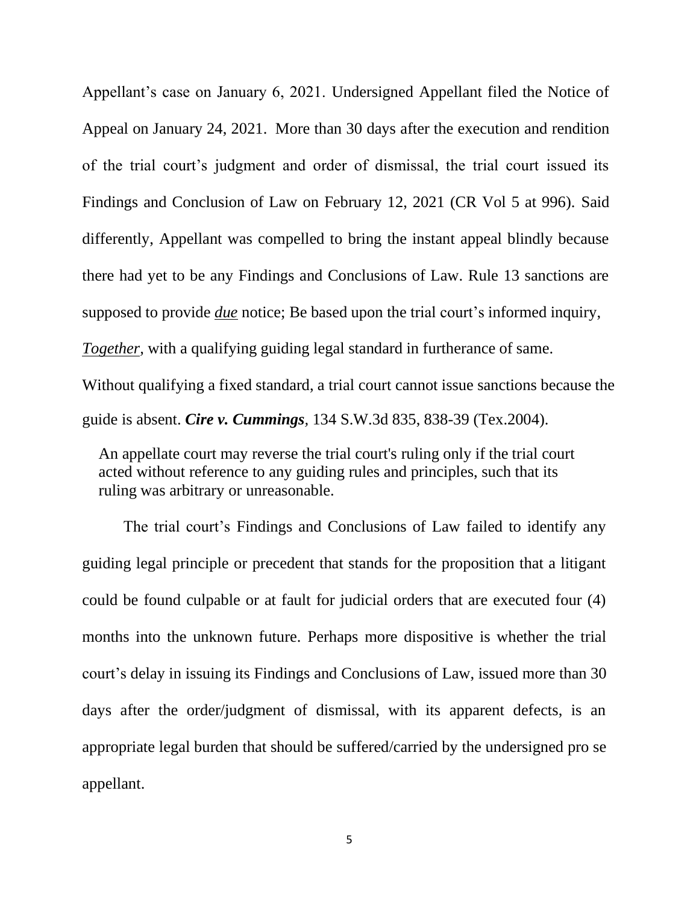Appellant's case on January 6, 2021. Undersigned Appellant filed the Notice of Appeal on January 24, 2021. More than 30 days after the execution and rendition of the trial court's judgment and order of dismissal, the trial court issued its Findings and Conclusion of Law on February 12, 2021 (CR Vol 5 at 996). Said differently, Appellant was compelled to bring the instant appeal blindly because there had yet to be any Findings and Conclusions of Law. Rule 13 sanctions are supposed to provide _due_ notice; Be based upon the trial court's informed inquiry, _**Together**_, with a qualifying guiding legal standard in furtherance of same. Without qualifying a fixed standard, a trial court cannot issue sanctions because the guide is absent. ***Cire v. Cummings***, 134 S.W.3d 835, 838-39 (Tex.2004).

> An appellate court may reverse the trial court's ruling only if the trial court acted without reference to any guiding rules and principles, such that its ruling was arbitrary or unreasonable.

The trial court's Findings and Conclusions of Law failed to identify any guiding legal principle or precedent that stands for the proposition that a litigant could be found culpable or at fault for judicial orders that are executed four (4) months into the unknown future. Perhaps more dispositive is whether the trial court's delay in issuing its Findings and Conclusions of Law, issued more than 30 days after the order/judgment of dismissal, with its apparent defects, is an appropriate legal burden that should be suffered/carried by the undersigned pro se appellant.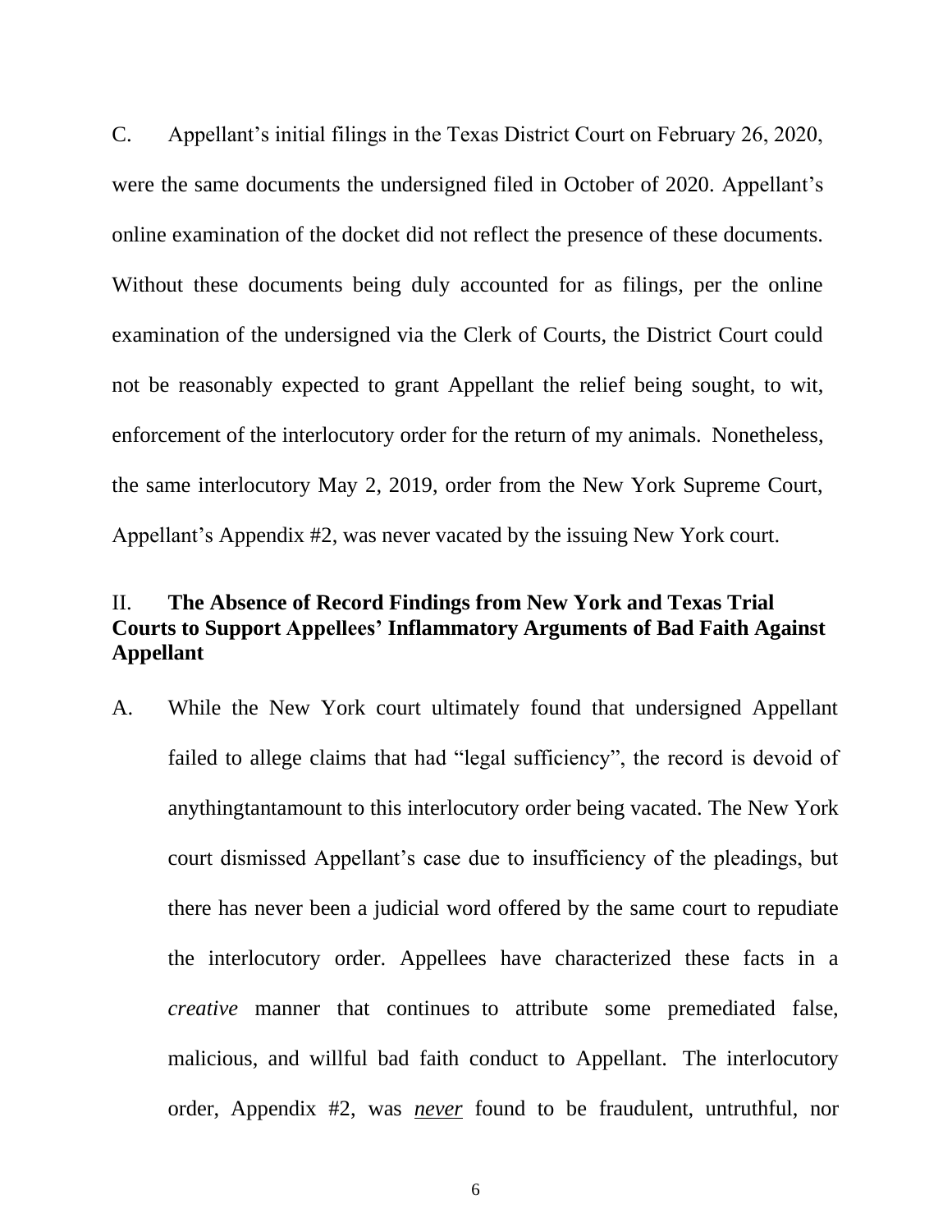C. Appellant's initial filings in the Texas District Court on February 26, 2020, were the same documents the undersigned filed in October of 2020. Appellant's online examination of the docket did not reflect the presence of these documents. Without these documents being duly accounted for as filings, per the online examination of the undersigned via the Clerk of Courts, the District Court could not be reasonably expected to grant Appellant the relief being sought, to wit, enforcement of the interlocutory order for the return of my animals. Nonetheless, the same interlocutory May 2, 2019, order from the New York Supreme Court, Appellant's Appendix #2, was never vacated by the issuing New York court.

## II. **The Absence of Record Findings from New York and Texas Trial Courts to Support Appellees' Inflammatory Arguments of Bad Faith Against Appellant**

A. While the New York court ultimately found that undersigned Appellant failed to allege claims that had "legal sufficiency", the record is devoid of anythingtantamount to this interlocutory order being vacated. The New York court dismissed Appellant's case due to insufficiency of the pleadings, but there has never been a judicial word offered by the same court to repudiate the interlocutory order. Appellees have characterized these facts in a *creative* manner that continues to attribute some premediated false, malicious, and willful bad faith conduct to Appellant. The interlocutory order, Appendix #2, was ***never*** found to be fraudulent, untruthful, nor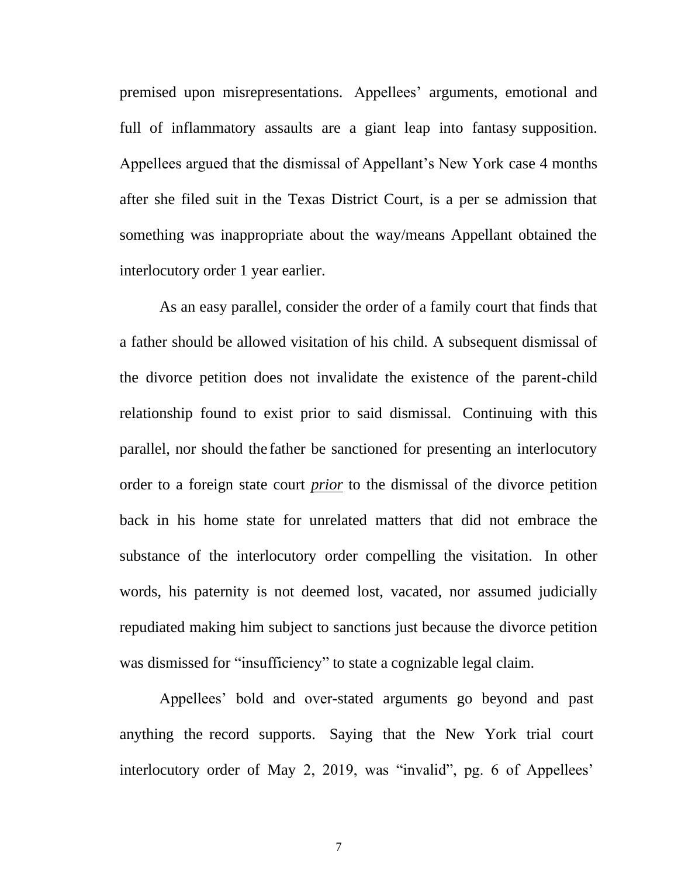premised upon misrepresentations. Appellees' arguments, emotional and full of inflammatory assaults are a giant leap into fantasy supposition. Appellees argued that the dismissal of Appellant's New York case 4 months after she filed suit in the Texas District Court, is a per se admission that something was inappropriate about the way/means Appellant obtained the interlocutory order 1 year earlier.

As an easy parallel, consider the order of a family court that finds that a father should be allowed visitation of his child. A subsequent dismissal of the divorce petition does not invalidate the existence of the parent-child relationship found to exist prior to said dismissal. Continuing with this parallel, nor should the father be sanctioned for presenting an interlocutory order to a foreign state court ***prior*** to the dismissal of the divorce petition back in his home state for unrelated matters that did not embrace the substance of the interlocutory order compelling the visitation. In other words, his paternity is not deemed lost, vacated, nor assumed judicially repudiated making him subject to sanctions just because the divorce petition was dismissed for "insufficiency" to state a cognizable legal claim.

Appellees' bold and over-stated arguments go beyond and past anything the record supports. Saying that the New York trial court interlocutory order of May 2, 2019, was "invalid", pg. 6 of Appellees'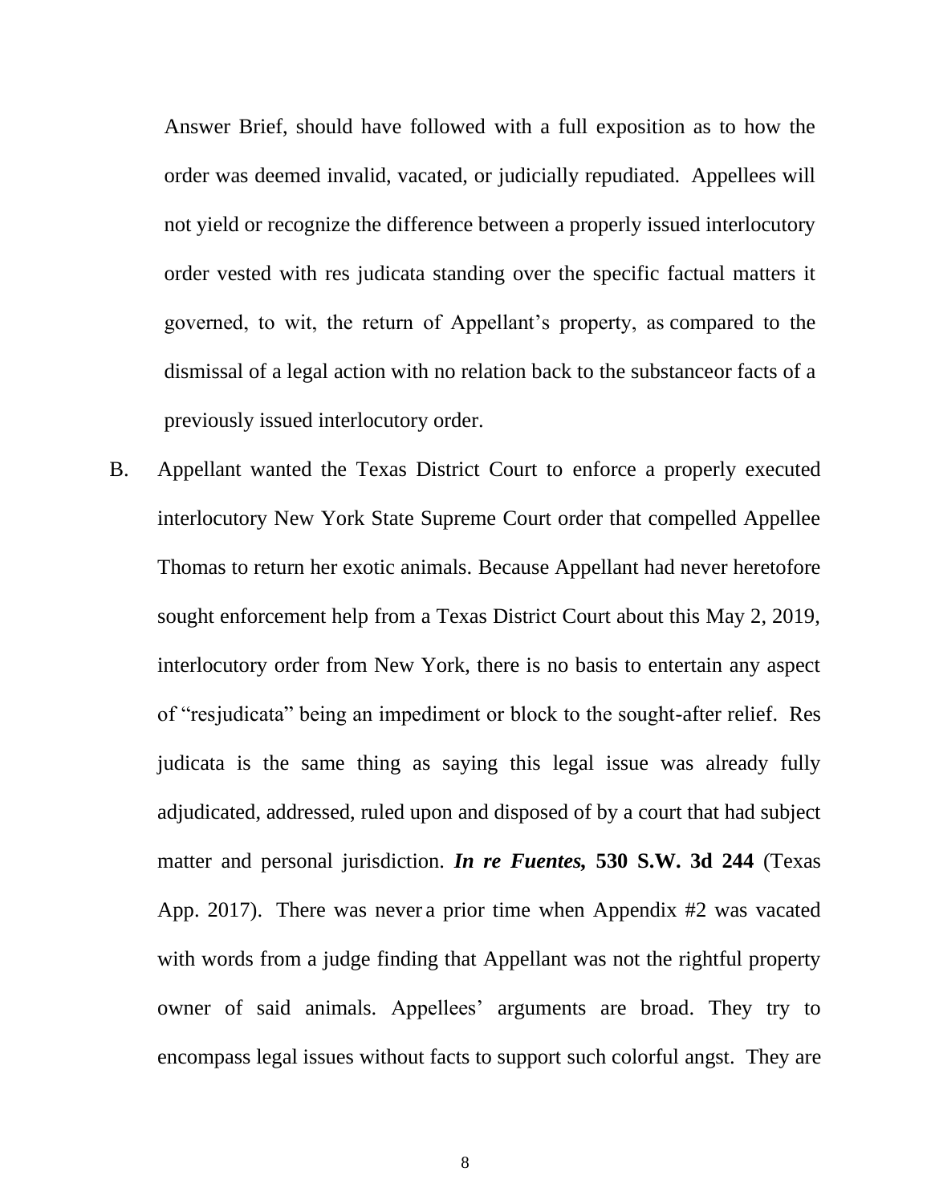Answer Brief, should have followed with a full exposition as to how the order was deemed invalid, vacated, or judicially repudiated. Appellees will not yield or recognize the difference between a properly issued interlocutory order vested with res judicata standing over the specific factual matters it governed, to wit, the return of Appellant's property, as compared to the dismissal of a legal action with no relation back to the substanceor facts of a previously issued interlocutory order.

B. Appellant wanted the Texas District Court to enforce a properly executed interlocutory New York State Supreme Court order that compelled Appellee Thomas to return her exotic animals. Because Appellant had never heretofore sought enforcement help from a Texas District Court about this May 2, 2019, interlocutory order from New York, there is no basis to entertain any aspect of "resjudicata" being an impediment or block to the sought-after relief. Res judicata is the same thing as saying this legal issue was already fully adjudicated, addressed, ruled upon and disposed of by a court that had subject matter and personal jurisdiction. ***In re Fuentes,* 530 S.W. 3d 244** (Texas App. 2017). There was never a prior time when Appendix #2 was vacated with words from a judge finding that Appellant was not the rightful property owner of said animals. Appellees' arguments are broad. They try to encompass legal issues without facts to support such colorful angst. They are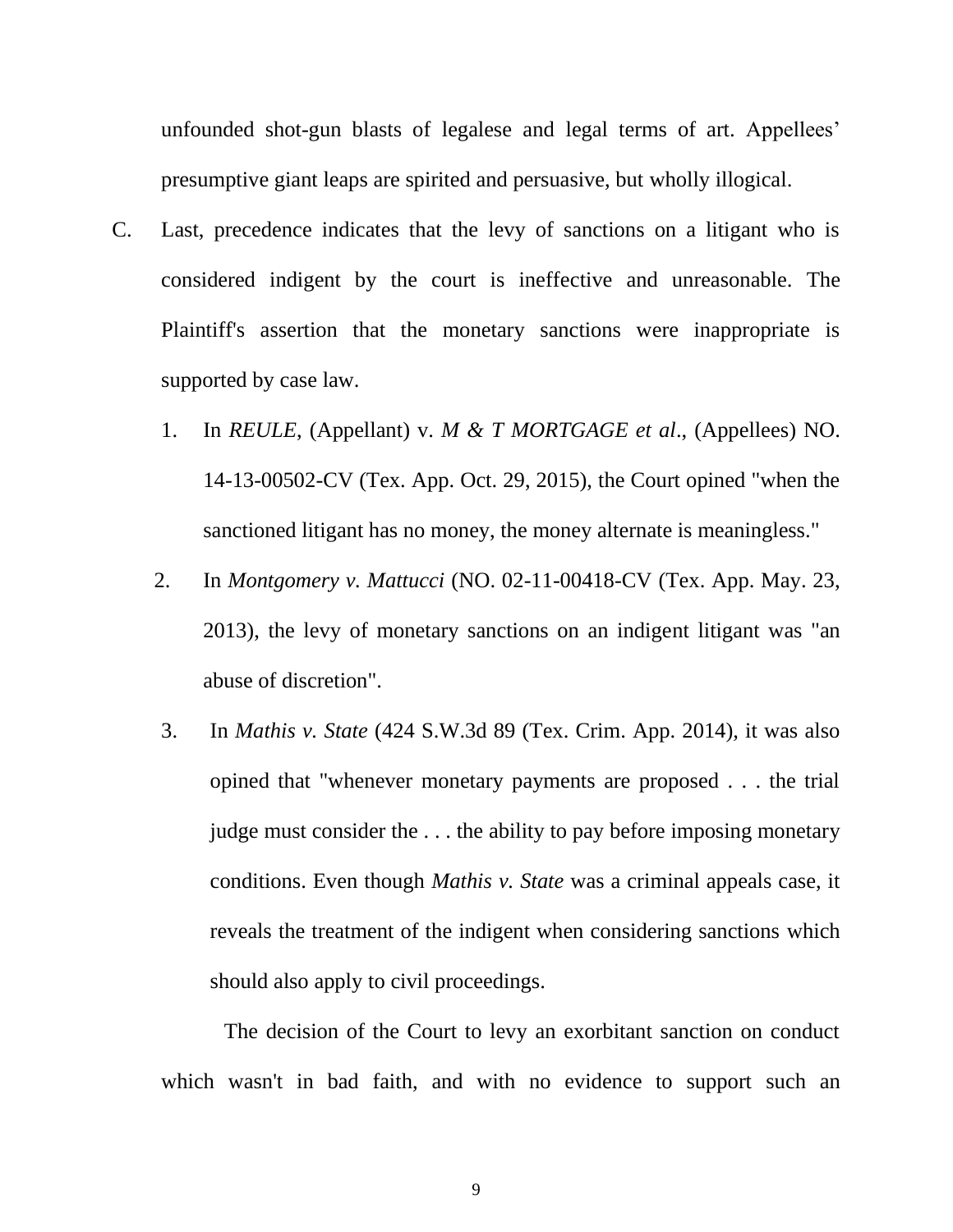unfounded shot-gun blasts of legalese and legal terms of art. Appellees' presumptive giant leaps are spirited and persuasive, but wholly illogical.

C. Last, precedence indicates that the levy of sanctions on a litigant who is considered indigent by the court is ineffective and unreasonable. The Plaintiff's assertion that the monetary sanctions were inappropriate is supported by case law.

   1. In *REULE*, (Appellant) v. *M & T MORTGAGE et al*., (Appellees) NO. 14-13-00502-CV (Tex. App. Oct. 29, 2015), the Court opined "when the sanctioned litigant has no money, the money alternate is meaningless."

   2. In *Montgomery v. Mattucci* (NO. 02-11-00418-CV (Tex. App. May. 23, 2013), the levy of monetary sanctions on an indigent litigant was "an abuse of discretion".

   3. In *Mathis v. State* (424 S.W.3d 89 (Tex. Crim. App. 2014), it was also opined that "whenever monetary payments are proposed . . . the trial judge must consider the . . . the ability to pay before imposing monetary conditions. Even though *Mathis v. State* was a criminal appeals case, it reveals the treatment of the indigent when considering sanctions which should also apply to civil proceedings.

The decision of the Court to levy an exorbitant sanction on conduct which wasn't in bad faith, and with no evidence to support such an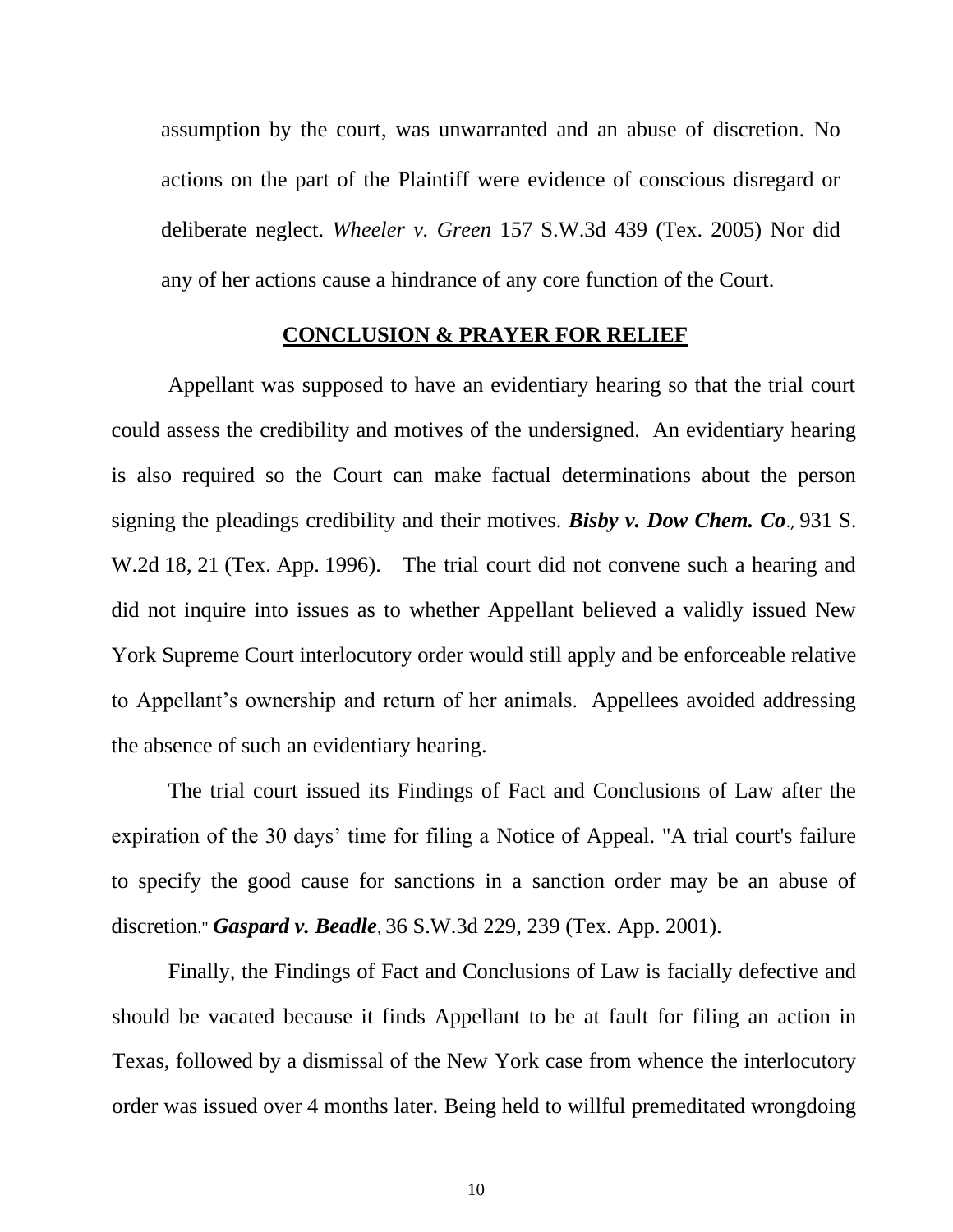assumption by the court, was unwarranted and an abuse of discretion. No actions on the part of the Plaintiff were evidence of conscious disregard or deliberate neglect. *Wheeler v. Green* 157 S.W.3d 439 (Tex. 2005) Nor did any of her actions cause a hindrance of any core function of the Court.

## CONCLUSION & PRAYER FOR RELIEF

Appellant was supposed to have an evidentiary hearing so that the trial court could assess the credibility and motives of the undersigned. An evidentiary hearing is also required so the Court can make factual determinations about the person signing the pleadings credibility and their motives. ***Bisby v. Dow Chem. Co***., 931 S. W.2d 18, 21 (Tex. App. 1996). The trial court did not convene such a hearing and did not inquire into issues as to whether Appellant believed a validly issued New York Supreme Court interlocutory order would still apply and be enforceable relative to Appellant's ownership and return of her animals. Appellees avoided addressing the absence of such an evidentiary hearing.

The trial court issued its Findings of Fact and Conclusions of Law after the expiration of the 30 days' time for filing a Notice of Appeal. "A trial court's failure to specify the good cause for sanctions in a sanction order may be an abuse of discretion." ***Gaspard v. Beadle***, 36 S.W.3d 229, 239 (Tex. App. 2001).

Finally, the Findings of Fact and Conclusions of Law is facially defective and should be vacated because it finds Appellant to be at fault for filing an action in Texas, followed by a dismissal of the New York case from whence the interlocutory order was issued over 4 months later. Being held to willful premeditated wrongdoing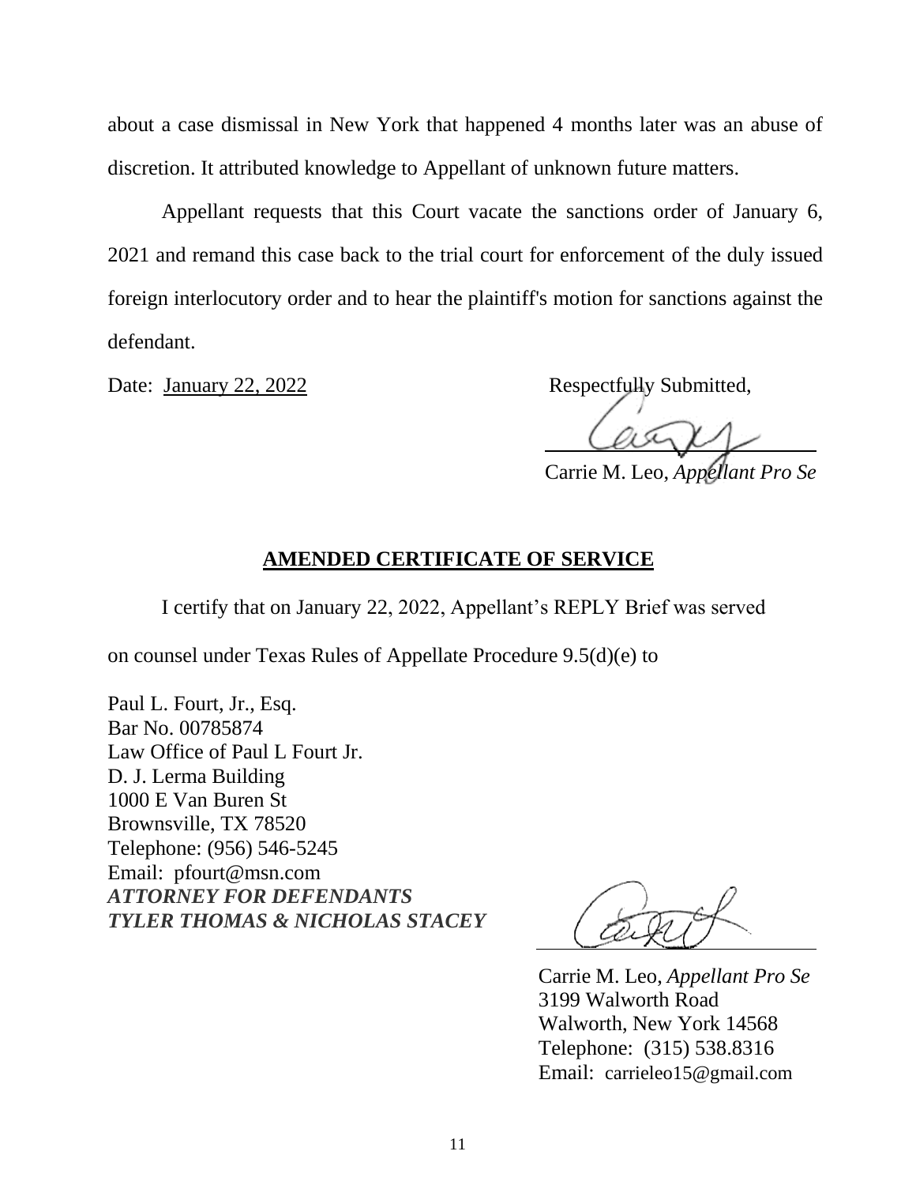about a case dismissal in New York that happened 4 months later was an abuse of discretion. It attributed knowledge to Appellant of unknown future matters.

Appellant requests that this Court vacate the sanctions order of January 6, 2021 and remand this case back to the trial court for enforcement of the duly issued foreign interlocutory order and to hear the plaintiff's motion for sanctions against the defendant.

Date: January 22, 2022

Respectfully Submitted,

Carrie M. Leo, *Appellant Pro Se*

## AMENDED CERTIFICATE OF SERVICE

I certify that on January 22, 2022, Appellant's REPLY Brief was served on counsel under Texas Rules of Appellate Procedure 9.5(d)(e) to

Paul L. Fourt, Jr., Esq.
Bar No. 00785874
Law Office of Paul L Fourt Jr.
D. J. Lerma Building
1000 E Van Buren St
Brownsville, TX 78520
Telephone: (956) 546-5245
Email: pfourt@msn.com
***ATTORNEY FOR DEFENDANTS***
***TYLER THOMAS & NICHOLAS STACEY***

Carrie M. Leo, *Appellant Pro Se*
3199 Walworth Road
Walworth, New York 14568
Telephone: (315) 538.8316
Email: carrieleo15@gmail.com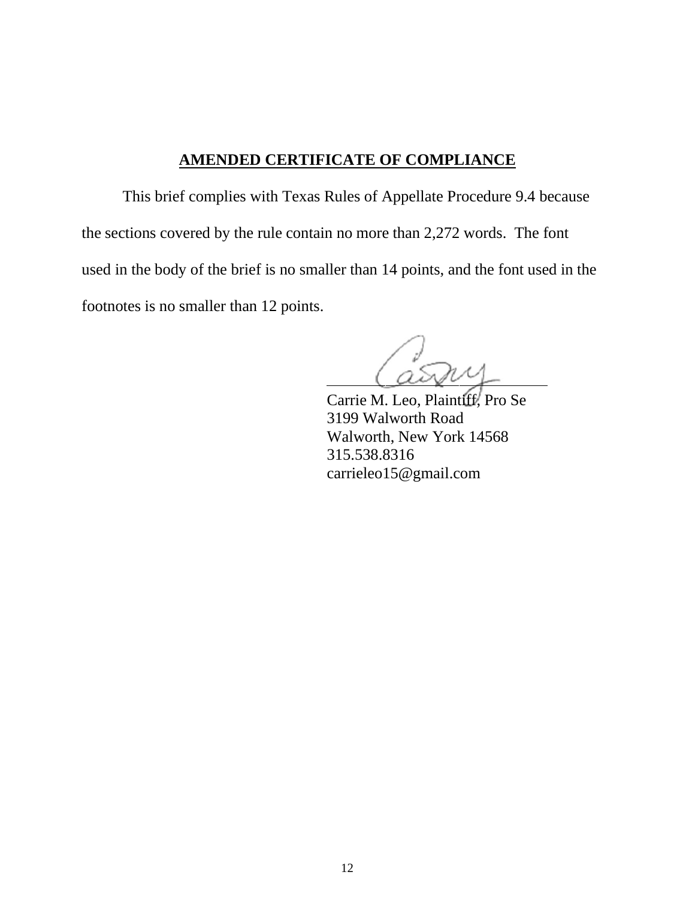## AMENDED CERTIFICATE OF COMPLIANCE

This brief complies with Texas Rules of Appellate Procedure 9.4 because the sections covered by the rule contain no more than 2,272 words. The font used in the body of the brief is no smaller than 14 points, and the font used in the footnotes is no smaller than 12 points.

Carrie M. Leo, Plaintiff, Pro Se
3199 Walworth Road
Walworth, New York 14568
315.538.8316
carrieleo15@gmail.com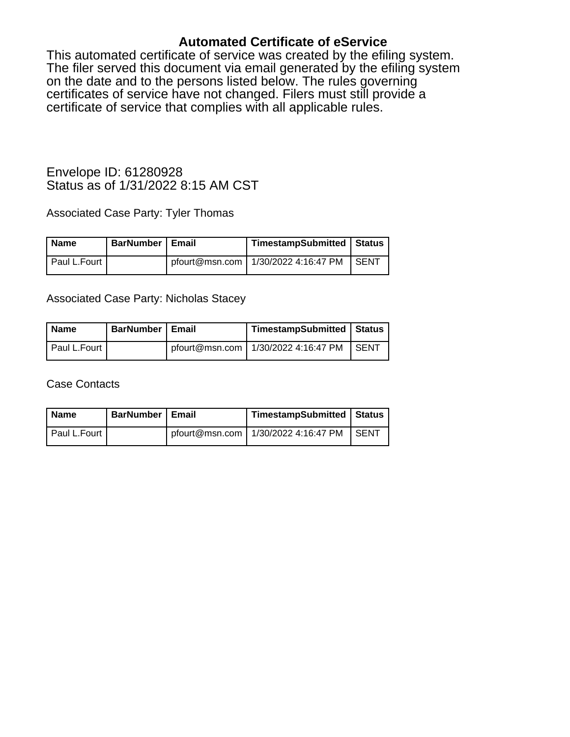## Automated Certificate of eService

This automated certificate of service was created by the efiling system. The filer served this document via email generated by the efiling system on the date and to the persons listed below. The rules governing certificates of service have not changed. Filers must still provide a certificate of service that complies with all applicable rules.

Envelope ID: 61280928
Status as of 1/31/2022 8:15 AM CST

Associated Case Party: Tyler Thomas

| Name | BarNumber | Email | TimestampSubmitted | Status |
|---|---|---|---|---|
| Paul L.Fourt | | pfourt@msn.com | 1/30/2022 4:16:47 PM | SENT |

Associated Case Party: Nicholas Stacey

| Name | BarNumber | Email | TimestampSubmitted | Status |
|---|---|---|---|---|
| Paul L.Fourt | | pfourt@msn.com | 1/30/2022 4:16:47 PM | SENT |

Case Contacts

| Name | BarNumber | Email | TimestampSubmitted | Status |
|---|---|---|---|---|
| Paul L.Fourt | | pfourt@msn.com | 1/30/2022 4:16:47 PM | SENT |